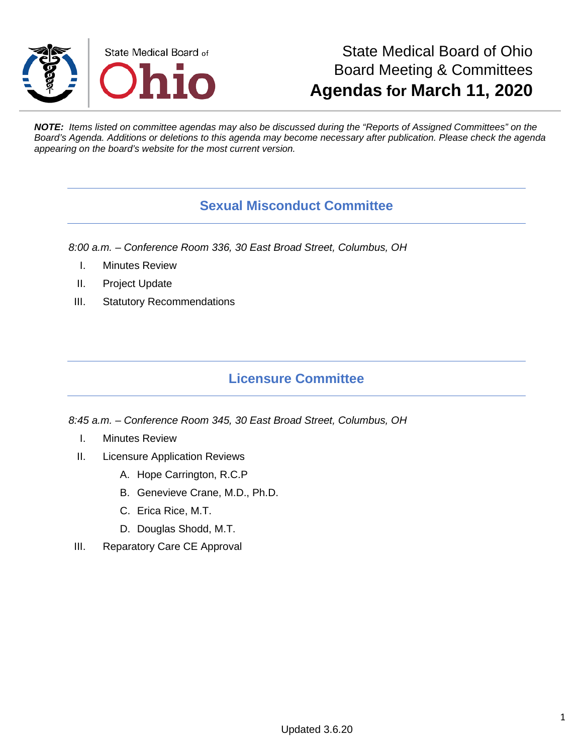State Medical Board of Ohio

# State Medical Board of Ohio
# Board Meeting & Committees
# Agendas for March 11, 2020

***NOTE:*** *Items listed on committee agendas may also be discussed during the "Reports of Assigned Committees" on the Board's Agenda. Additions or deletions to this agenda may become necessary after publication. Please check the agenda appearing on the board's website for the most current version.*

## Sexual Misconduct Committee

*8:00 a.m. – Conference Room 336, 30 East Broad Street, Columbus, OH*

I. Minutes Review

II. Project Update

III. Statutory Recommendations

## Licensure Committee

*8:45 a.m. – Conference Room 345, 30 East Broad Street, Columbus, OH*

I. Minutes Review

II. Licensure Application Reviews

   A. Hope Carrington, R.C.P

   B. Genevieve Crane, M.D., Ph.D.

   C. Erica Rice, M.T.

   D. Douglas Shodd, M.T.

III. Reparatory Care CE Approval

Updated 3.6.20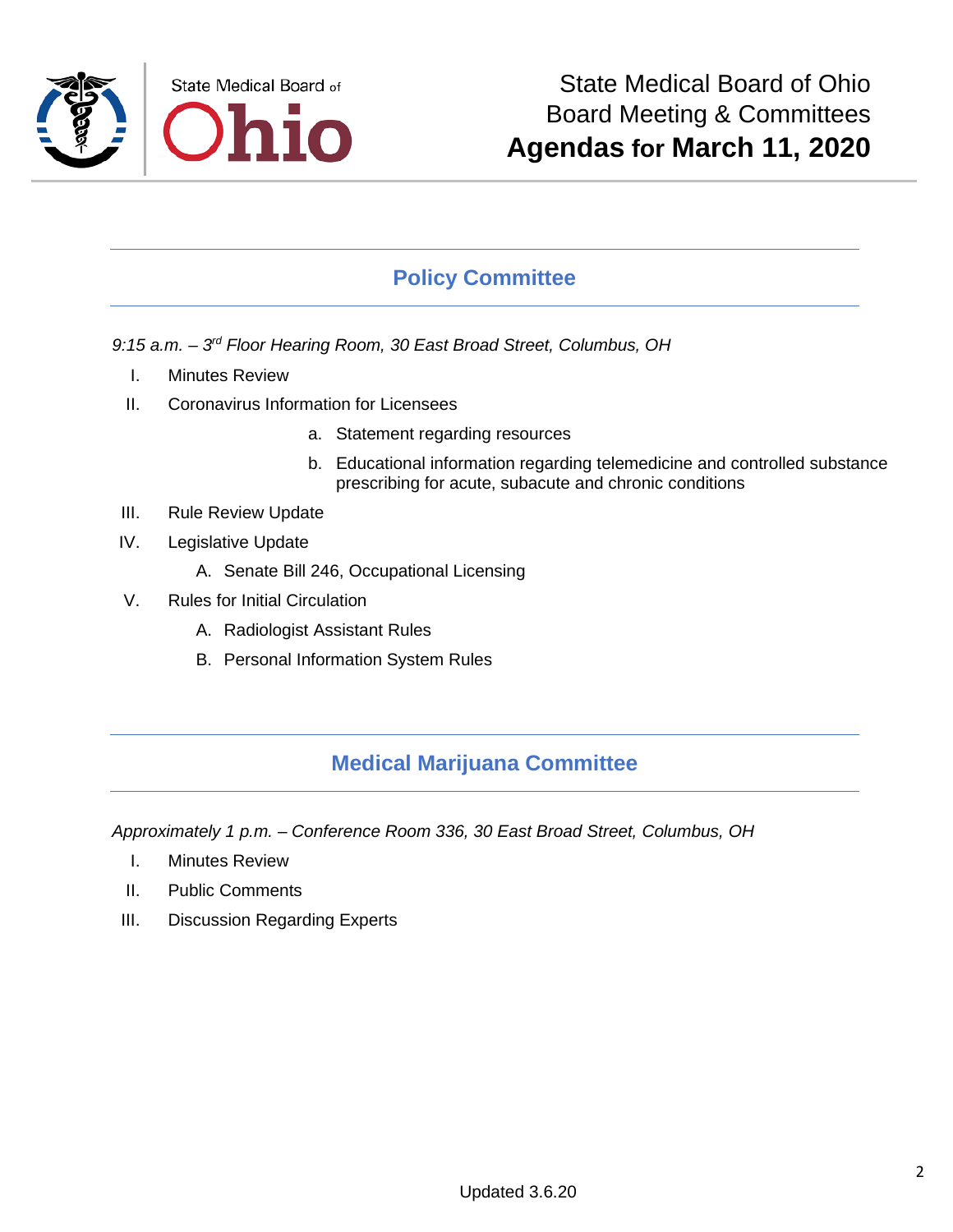State Medical Board of Ohio
Board Meeting & Committees
**Agendas for March 11, 2020**

## Policy Committee

*9:15 a.m. – 3rd Floor Hearing Room, 30 East Broad Street, Columbus, OH*

I. Minutes Review

II. Coronavirus Information for Licensees

   a. Statement regarding resources

   b. Educational information regarding telemedicine and controlled substance prescribing for acute, subacute and chronic conditions

III. Rule Review Update

IV. Legislative Update

   A. Senate Bill 246, Occupational Licensing

V. Rules for Initial Circulation

   A. Radiologist Assistant Rules

   B. Personal Information System Rules

## Medical Marijuana Committee

*Approximately 1 p.m. – Conference Room 336, 30 East Broad Street, Columbus, OH*

I. Minutes Review

II. Public Comments

III. Discussion Regarding Experts

Updated 3.6.20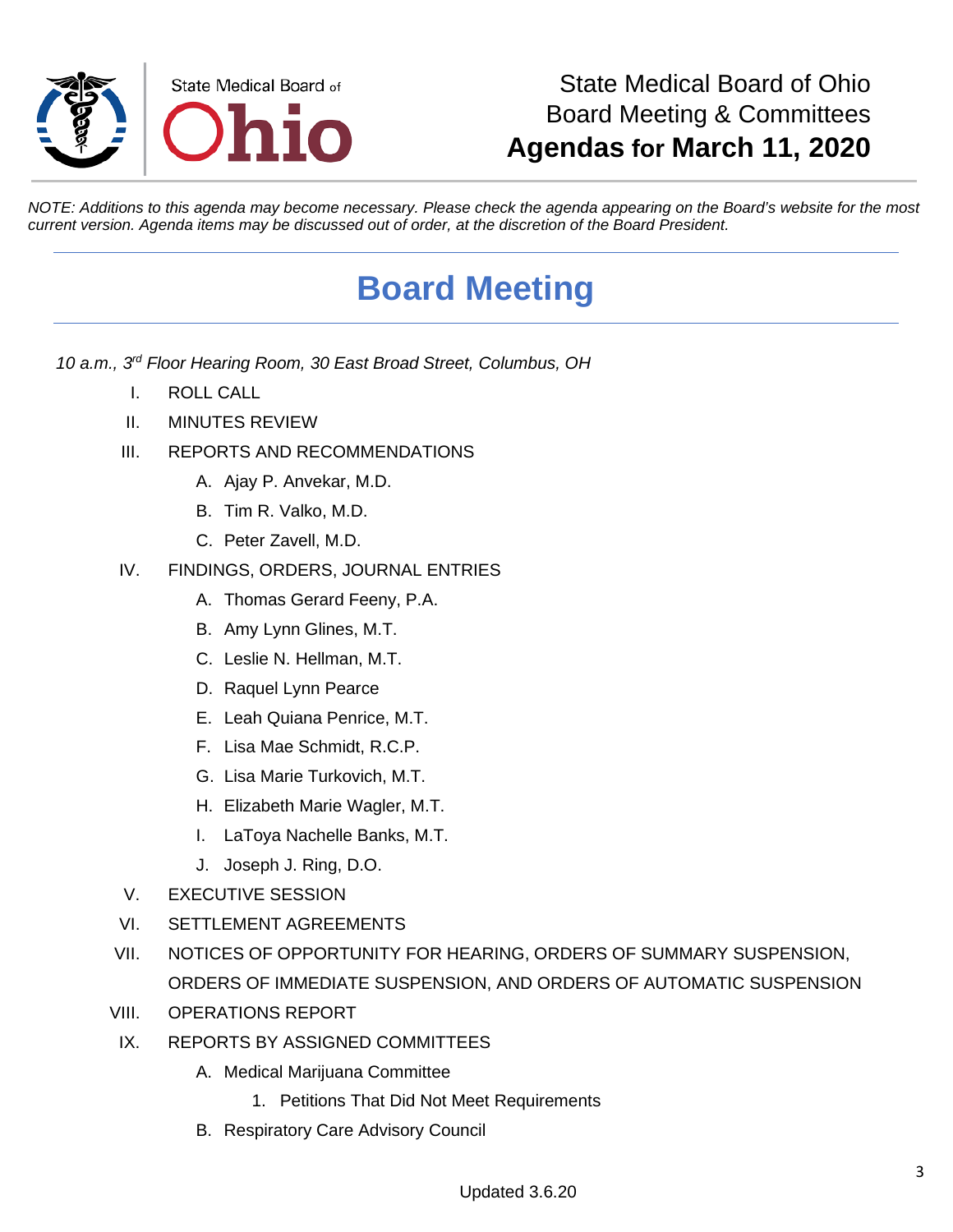State Medical Board of Ohio
Board Meeting & Committees
**Agendas for March 11, 2020**

*NOTE: Additions to this agenda may become necessary. Please check the agenda appearing on the Board's website for the most current version. Agenda items may be discussed out of order, at the discretion of the Board President.*

# Board Meeting

*10 a.m., 3rd Floor Hearing Room, 30 East Broad Street, Columbus, OH*

I. ROLL CALL

II. MINUTES REVIEW

III. REPORTS AND RECOMMENDATIONS

   A. Ajay P. Anvekar, M.D.

   B. Tim R. Valko, M.D.

   C. Peter Zavell, M.D.

IV. FINDINGS, ORDERS, JOURNAL ENTRIES

   A. Thomas Gerard Feeny, P.A.

   B. Amy Lynn Glines, M.T.

   C. Leslie N. Hellman, M.T.

   D. Raquel Lynn Pearce

   E. Leah Quiana Penrice, M.T.

   F. Lisa Mae Schmidt, R.C.P.

   G. Lisa Marie Turkovich, M.T.

   H. Elizabeth Marie Wagler, M.T.

   I. LaToya Nachelle Banks, M.T.

   J. Joseph J. Ring, D.O.

V. EXECUTIVE SESSION

VI. SETTLEMENT AGREEMENTS

VII. NOTICES OF OPPORTUNITY FOR HEARING, ORDERS OF SUMMARY SUSPENSION, ORDERS OF IMMEDIATE SUSPENSION, AND ORDERS OF AUTOMATIC SUSPENSION

VIII. OPERATIONS REPORT

IX. REPORTS BY ASSIGNED COMMITTEES

   A. Medical Marijuana Committee

      1. Petitions That Did Not Meet Requirements

   B. Respiratory Care Advisory Council

Updated 3.6.20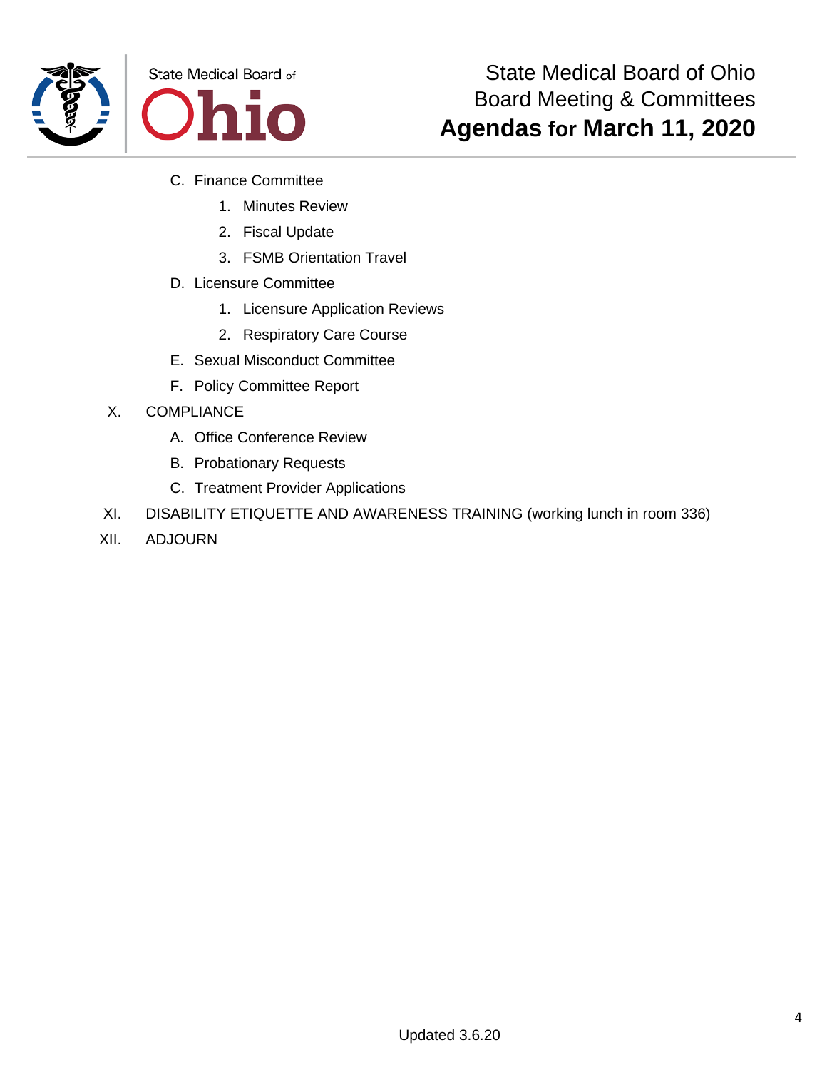C. Finance Committee

1. Minutes Review
2. Fiscal Update
3. FSMB Orientation Travel

D. Licensure Committee

1. Licensure Application Reviews
2. Respiratory Care Course

E. Sexual Misconduct Committee

F. Policy Committee Report

X. COMPLIANCE

A. Office Conference Review

B. Probationary Requests

C. Treatment Provider Applications

XI. DISABILITY ETIQUETTE AND AWARENESS TRAINING (working lunch in room 336)

XII. ADJOURN